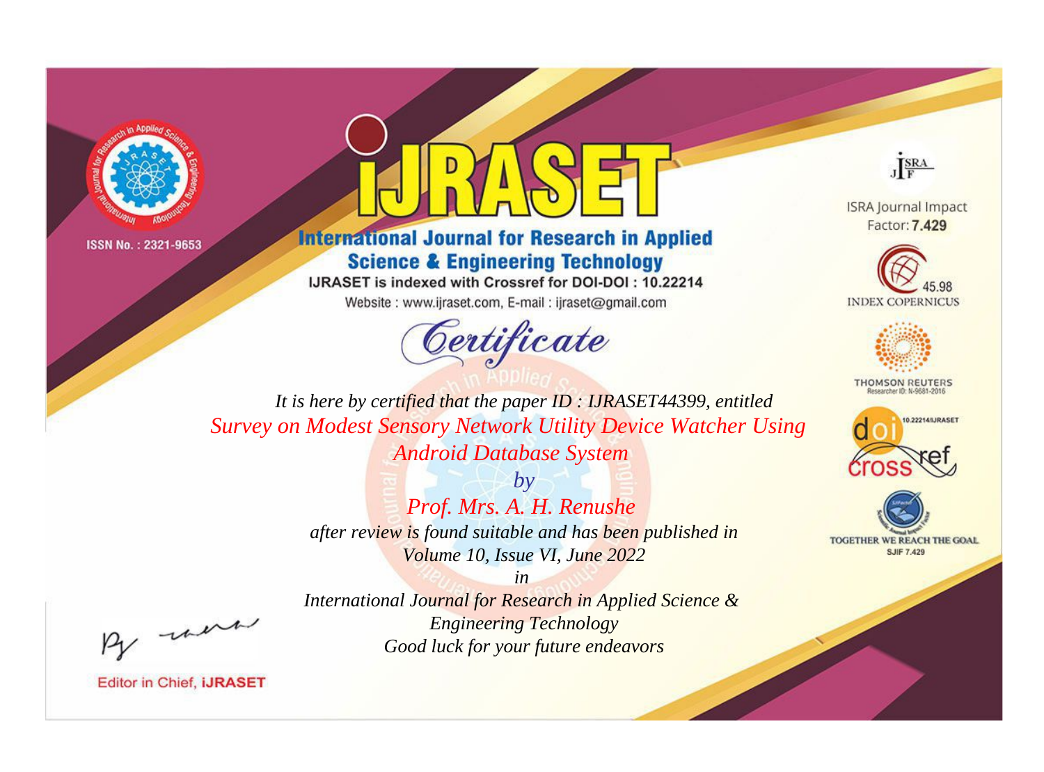ISSN No. : 2321-9653

# IJRASET

## International Journal for Research in Applied Science & Engineering Technology

IJRASET is indexed with Crossref for DOI-DOI : 10.22214

Website : www.ijraset.com, E-mail : ijraset@gmail.com

## Certificate

*It is here by certified that the paper ID : IJRASET44399, entitled*

*Survey on Modest Sensory Network Utility Device Watcher Using Android Database System*

*by*

*Prof. Mrs. A. H. Renushe*

*after review is found suitable and has been published in*

*Volume 10, Issue VI, June 2022*

*in*

*International Journal for Research in Applied Science & Engineering Technology*

*Good luck for your future endeavors*

ISRA Journal Impact Factor: **7.429**

45.98 INDEX COPERNICUS

THOMSON REUTERS Researcher ID: N-9681-2016

10.22214/IJRASET

TOGETHER WE REACH THE GOAL SJIF 7.429

Editor in Chief, **iJRASET**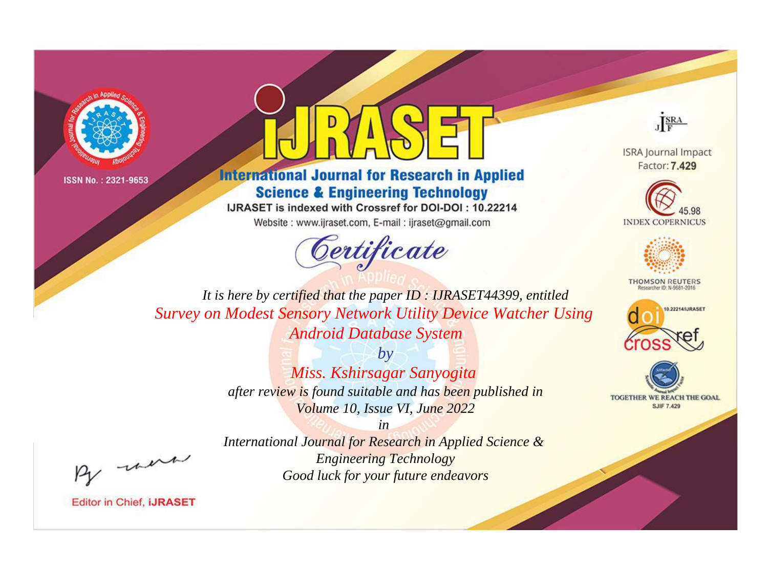ISSN No. : 2321-9653

# iJRASET

## International Journal for Research in Applied Science & Engineering Technology

IJRASET is indexed with Crossref for DOI-DOI : 10.22214

Website : www.ijraset.com, E-mail : ijraset@gmail.com

*Certificate*

*It is here by certified that the paper ID : IJRASET44399, entitled*

*Survey on Modest Sensory Network Utility Device Watcher Using Android Database System*

*by*

*Miss. Kshirsagar Sanyogita*

*after review is found suitable and has been published in*

*Volume 10, Issue VI, June 2022*

*in*

*International Journal for Research in Applied Science & Engineering Technology*

*Good luck for your future endeavors*

ISRA Journal Impact Factor: **7.429**

45.98 INDEX COPERNICUS

THOMSON REUTERS Researcher ID: N-9681-2016

10.22214/IJRASET

TOGETHER WE REACH THE GOAL SJIF 7.429

Editor in Chief, **iJRASET**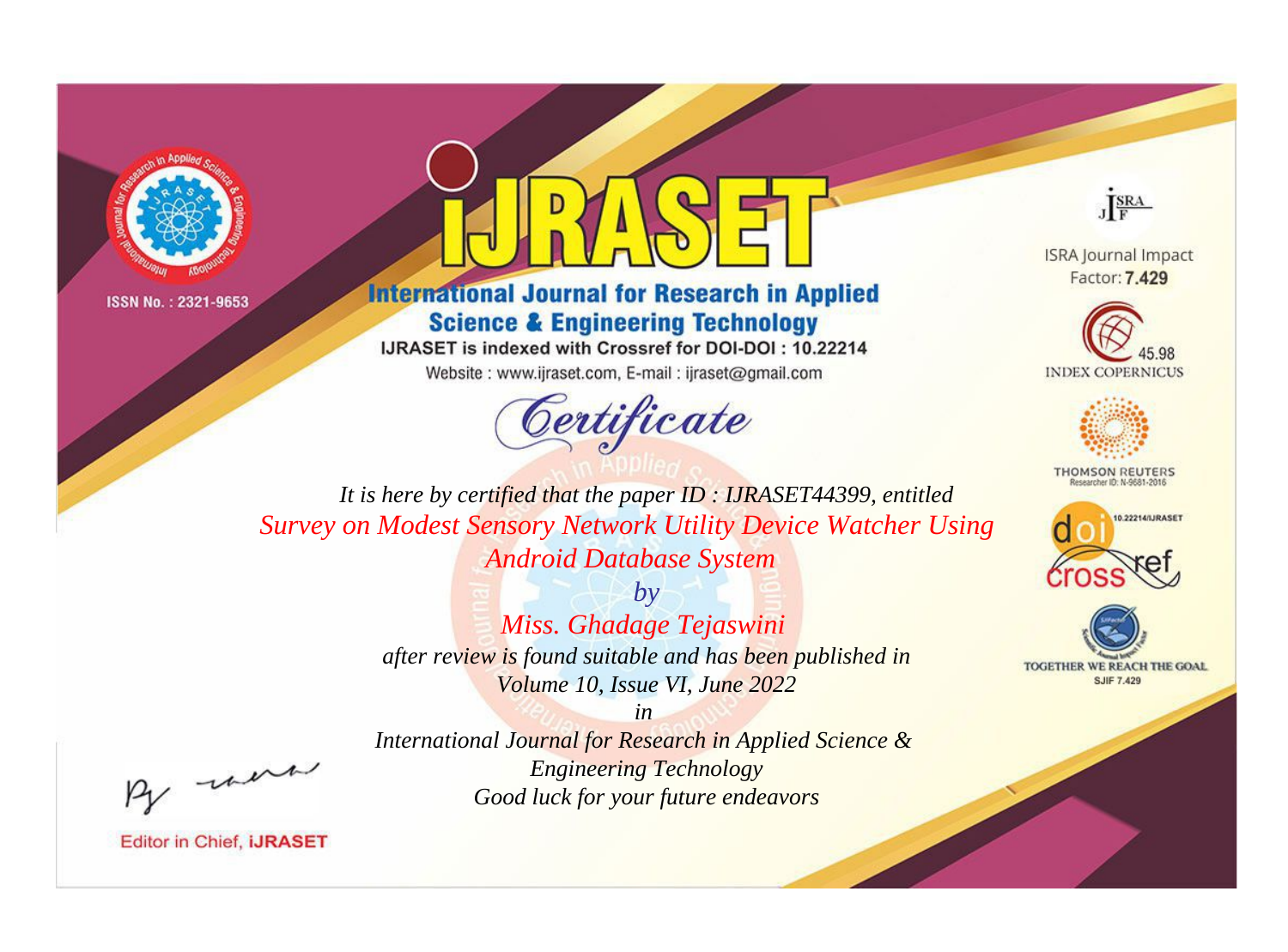ISSN No. : 2321-9653

# IJRASET

## International Journal for Research in Applied Science & Engineering Technology

IJRASET is indexed with Crossref for DOI-DOI : 10.22214

Website : www.ijraset.com, E-mail : ijraset@gmail.com

ISRA Journal Impact Factor: **7.429**

45.98 INDEX COPERNICUS

THOMSON REUTERS Researcher ID: N-9681-2016

10.22214/IJRASET

TOGETHER WE REACH THE GOAL SJIF 7.429

# *Certificate*

*It is here by certified that the paper ID : IJRASET44399, entitled*

*Survey on Modest Sensory Network Utility Device Watcher Using Android Database System*

*by*

*Miss. Ghadage Tejaswini*

*after review is found suitable and has been published in*

*Volume 10, Issue VI, June 2022*

*in*

*International Journal for Research in Applied Science & Engineering Technology*

*Good luck for your future endeavors*

Editor in Chief, **iJRASET**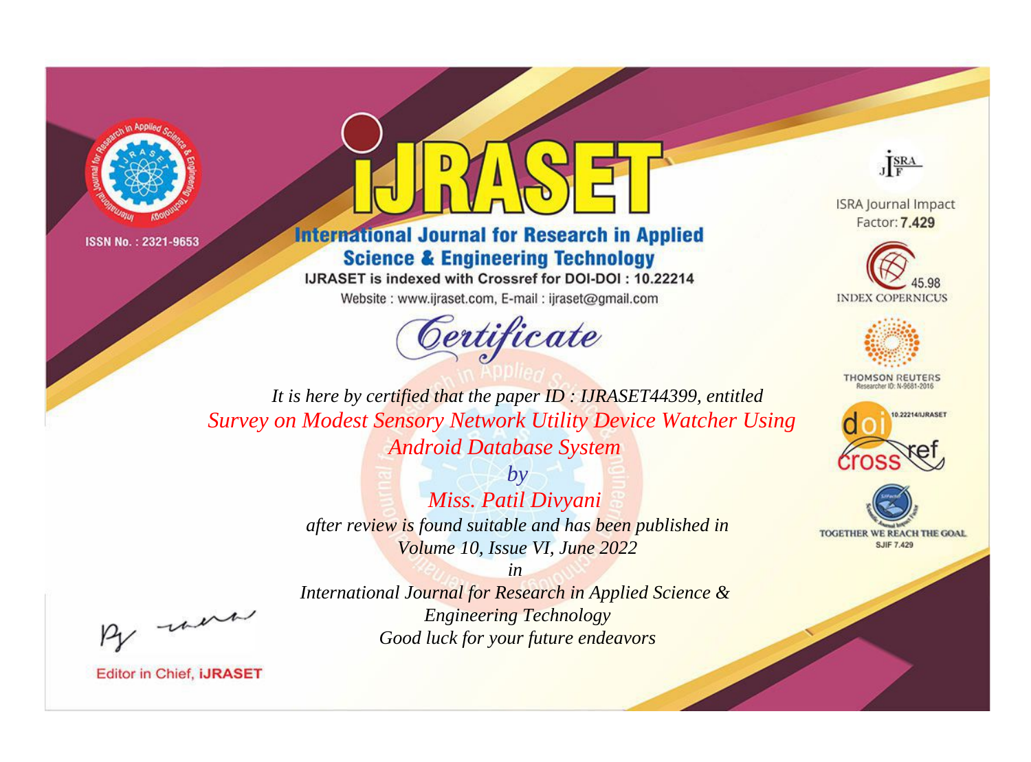ISSN No. : 2321-9653

# iJRASET

## International Journal for Research in Applied Science & Engineering Technology

IJRASET is indexed with Crossref for DOI-DOI : 10.22214

Website : www.ijraset.com, E-mail : ijraset@gmail.com

# Certificate

*It is here by certified that the paper ID : IJRASET44399, entitled*

*Survey on Modest Sensory Network Utility Device Watcher Using Android Database System*

*by*

*Miss. Patil Divyani*

*after review is found suitable and has been published in*

*Volume 10, Issue VI, June 2022*

*in*

*International Journal for Research in Applied Science & Engineering Technology*

*Good luck for your future endeavors*

ISRA Journal Impact Factor: **7.429**

45.98 INDEX COPERNICUS

THOMSON REUTERS Researcher ID: N-9681-2016

10.22214/IJRASET

TOGETHER WE REACH THE GOAL SJIF 7.429

Editor in Chief, **iJRASET**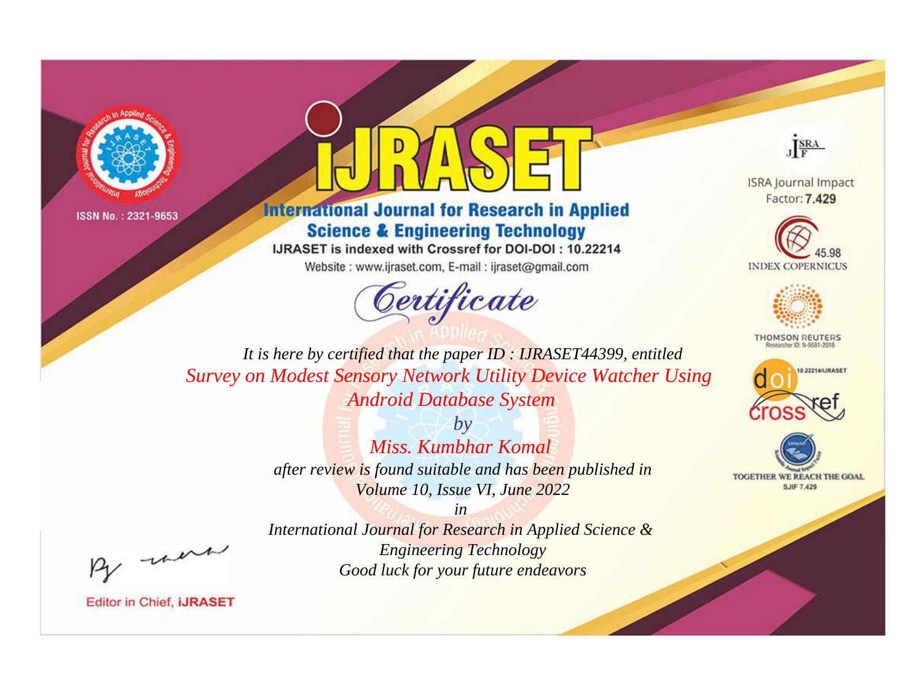ISSN No. : 2321-9653

# International Journal for Research in Applied Science & Engineering Technology

IJRASET is indexed with Crossref for DOI-DOI : 10.22214

Website : www.ijraset.com, E-mail : ijraset@gmail.com

## Certificate

*It is here by certified that the paper ID : IJRASET44399, entitled*

*Survey on Modest Sensory Network Utility Device Watcher Using Android Database System*

*by*

*Miss. Kumbhar Komal*

*after review is found suitable and has been published in*

*Volume 10, Issue VI, June 2022*

*in*

*International Journal for Research in Applied Science & Engineering Technology*

*Good luck for your future endeavors*

ISRA Journal Impact Factor: **7.429**

45.98 INDEX COPERNICUS

THOMSON REUTERS Researcher ID: N-9681-2016

10.22214/IJRASET

TOGETHER WE REACH THE GOAL SJIF 7.429

Editor in Chief, iJRASET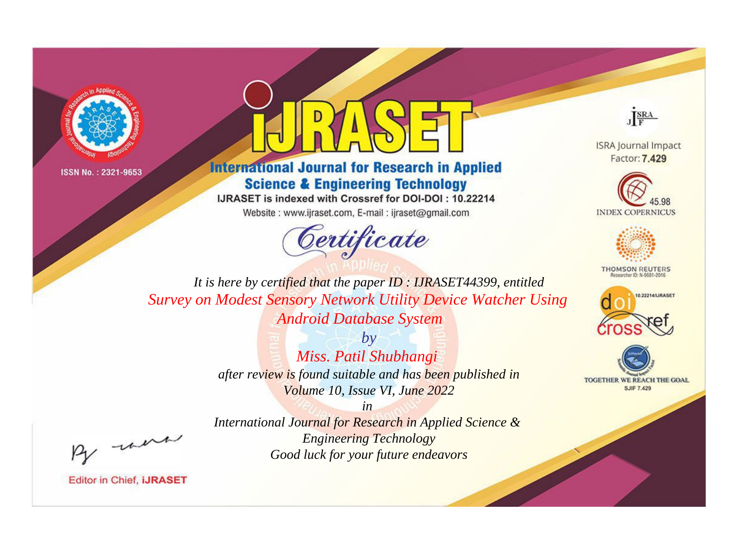ISSN No. : 2321-9653

# IJRASET

## International Journal for Research in Applied Science & Engineering Technology

IJRASET is indexed with Crossref for DOI-DOI : 10.22214

Website : www.ijraset.com, E-mail : ijraset@gmail.com

ISRA Journal Impact Factor: **7.429**

45.98 INDEX COPERNICUS

THOMSON REUTERS Researcher ID: N-9681-2016

10.22214/IJRASET

TOGETHER WE REACH THE GOAL SJIF 7.429

# *Certificate*

*It is here by certified that the paper ID : IJRASET44399, entitled*

*Survey on Modest Sensory Network Utility Device Watcher Using Android Database System*

*by*

*Miss. Patil Shubhangi*

*after review is found suitable and has been published in*

*Volume 10, Issue VI, June 2022*

*in*

*International Journal for Research in Applied Science & Engineering Technology*

*Good luck for your future endeavors*

Editor in Chief, **iJRASET**